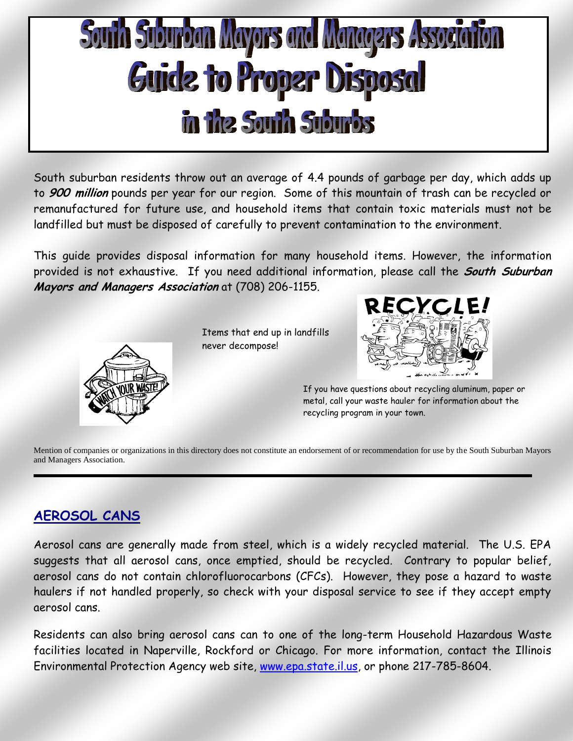# South Suburban Mayors and Managers Association
# Guide to Proper Disposal
# in the South Suburbs

South suburban residents throw out an average of 4.4 pounds of garbage per day, which adds up to ***900 million*** pounds per year for our region. Some of this mountain of trash can be recycled or remanufactured for future use, and household items that contain toxic materials must not be landfilled but must be disposed of carefully to prevent contamination to the environment.

This guide provides disposal information for many household items. However, the information provided is not exhaustive. If you need additional information, please call the ***South Suburban Mayors and Managers Association*** at (708) 206-1155.

Items that end up in landfills never decompose!

If you have questions about recycling aluminum, paper or metal, call your waste hauler for information about the recycling program in your town.

Mention of companies or organizations in this directory does not constitute an endorsement of or recommendation for use by the South Suburban Mayors and Managers Association.

## AEROSOL CANS

Aerosol cans are generally made from steel, which is a widely recycled material. The U.S. EPA suggests that all aerosol cans, once emptied, should be recycled. Contrary to popular belief, aerosol cans do not contain chlorofluorocarbons (CFCs). However, they pose a hazard to waste haulers if not handled properly, so check with your disposal service to see if they accept empty aerosol cans.

Residents can also bring aerosol cans can to one of the long-term Household Hazardous Waste facilities located in Naperville, Rockford or Chicago. For more information, contact the Illinois Environmental Protection Agency web site, www.epa.state.il.us, or phone 217-785-8604.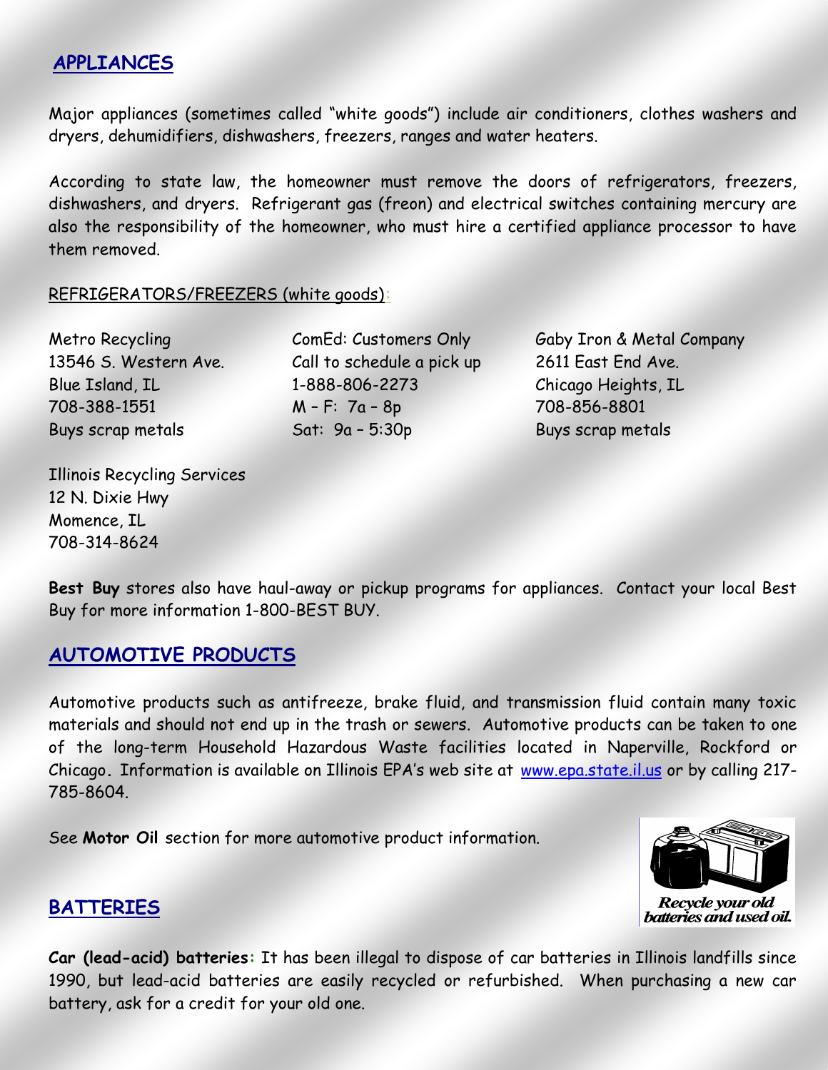## APPLIANCES

Major appliances (sometimes called "white goods") include air conditioners, clothes washers and dryers, dehumidifiers, dishwashers, freezers, ranges and water heaters.

According to state law, the homeowner must remove the doors of refrigerators, freezers, dishwashers, and dryers. Refrigerant gas (freon) and electrical switches containing mercury are also the responsibility of the homeowner, who must hire a certified appliance processor to have them removed.

REFRIGERATORS/FREEZERS (white goods):

Metro Recycling
13546 S. Western Ave.
Blue Island, IL
708-388-1551
Buys scrap metals

ComEd: Customers Only
Call to schedule a pick up
1-888-806-2273
M – F: 7a – 8p
Sat: 9a – 5:30p

Gaby Iron & Metal Company
2611 East End Ave.
Chicago Heights, IL
708-856-8801
Buys scrap metals

Illinois Recycling Services
12 N. Dixie Hwy
Momence, IL
708-314-8624

**Best Buy** stores also have haul-away or pickup programs for appliances. Contact your local Best Buy for more information 1-800-BEST BUY.

## AUTOMOTIVE PRODUCTS

Automotive products such as antifreeze, brake fluid, and transmission fluid contain many toxic materials and should not end up in the trash or sewers. Automotive products can be taken to one of the long-term Household Hazardous Waste facilities located in Naperville, Rockford or Chicago. Information is available on Illinois EPA's web site at www.epa.state.il.us or by calling 217-785-8604.

See **Motor Oil** section for more automotive product information.

*Recycle your old batteries and used oil.*

## BATTERIES

**Car (lead-acid) batteries:** It has been illegal to dispose of car batteries in Illinois landfills since 1990, but lead-acid batteries are easily recycled or refurbished. When purchasing a new car battery, ask for a credit for your old one.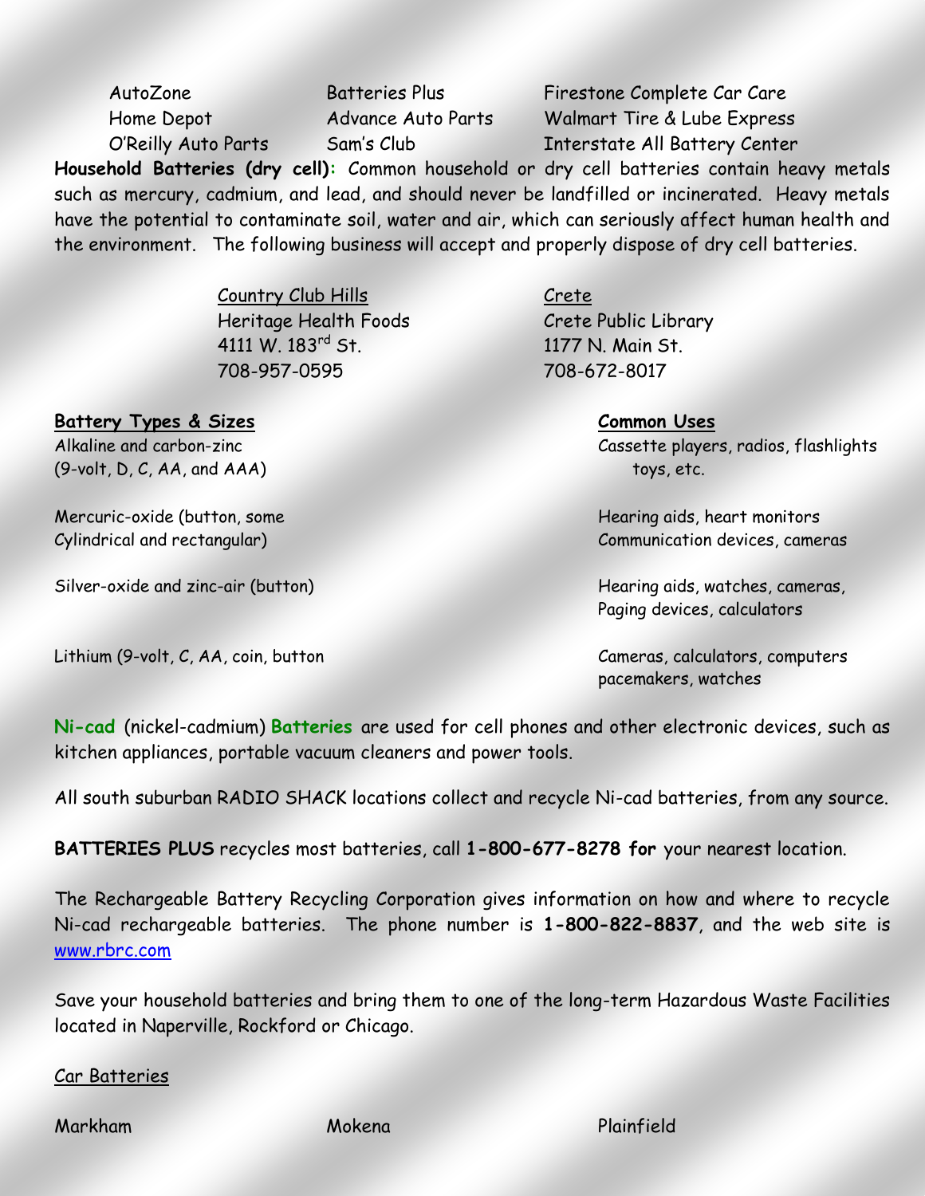| | | |
|---|---|---|
| AutoZone | Batteries Plus | Firestone Complete Car Care |
| Home Depot | Advance Auto Parts | Walmart Tire & Lube Express |
| O'Reilly Auto Parts | Sam's Club | Interstate All Battery Center |

**Household Batteries (dry cell):** Common household or dry cell batteries contain heavy metals such as mercury, cadmium, and lead, and should never be landfilled or incinerated. Heavy metals have the potential to contaminate soil, water and air, which can seriously affect human health and the environment. The following business will accept and properly dispose of dry cell batteries.

Country Club Hills
Heritage Health Foods
4111 W. 183rd St.
708-957-0595

Crete
Crete Public Library
1177 N. Main St.
708-672-8017

| Battery Types & Sizes | Common Uses |
|---|---|
| Alkaline and carbon-zinc (9-volt, D, C, AA, and AAA) | Cassette players, radios, flashlights toys, etc. |
| Mercuric-oxide (button, some Cylindrical and rectangular) | Hearing aids, heart monitors Communication devices, cameras |
| Silver-oxide and zinc-air (button) | Hearing aids, watches, cameras, Paging devices, calculators |
| Lithium (9-volt, C, AA, coin, button | Cameras, calculators, computers pacemakers, watches |

**Ni-cad** (nickel-cadmium) **Batteries** are used for cell phones and other electronic devices, such as kitchen appliances, portable vacuum cleaners and power tools.

All south suburban RADIO SHACK locations collect and recycle Ni-cad batteries, from any source.

**BATTERIES PLUS** recycles most batteries, call **1-800-677-8278 for** your nearest location.

The Rechargeable Battery Recycling Corporation gives information on how and where to recycle Ni-cad rechargeable batteries. The phone number is **1-800-822-8837**, and the web site is www.rbrc.com

Save your household batteries and bring them to one of the long-term Hazardous Waste Facilities located in Naperville, Rockford or Chicago.

Car Batteries

| | | |
|---|---|---|
| Markham | Mokena | Plainfield |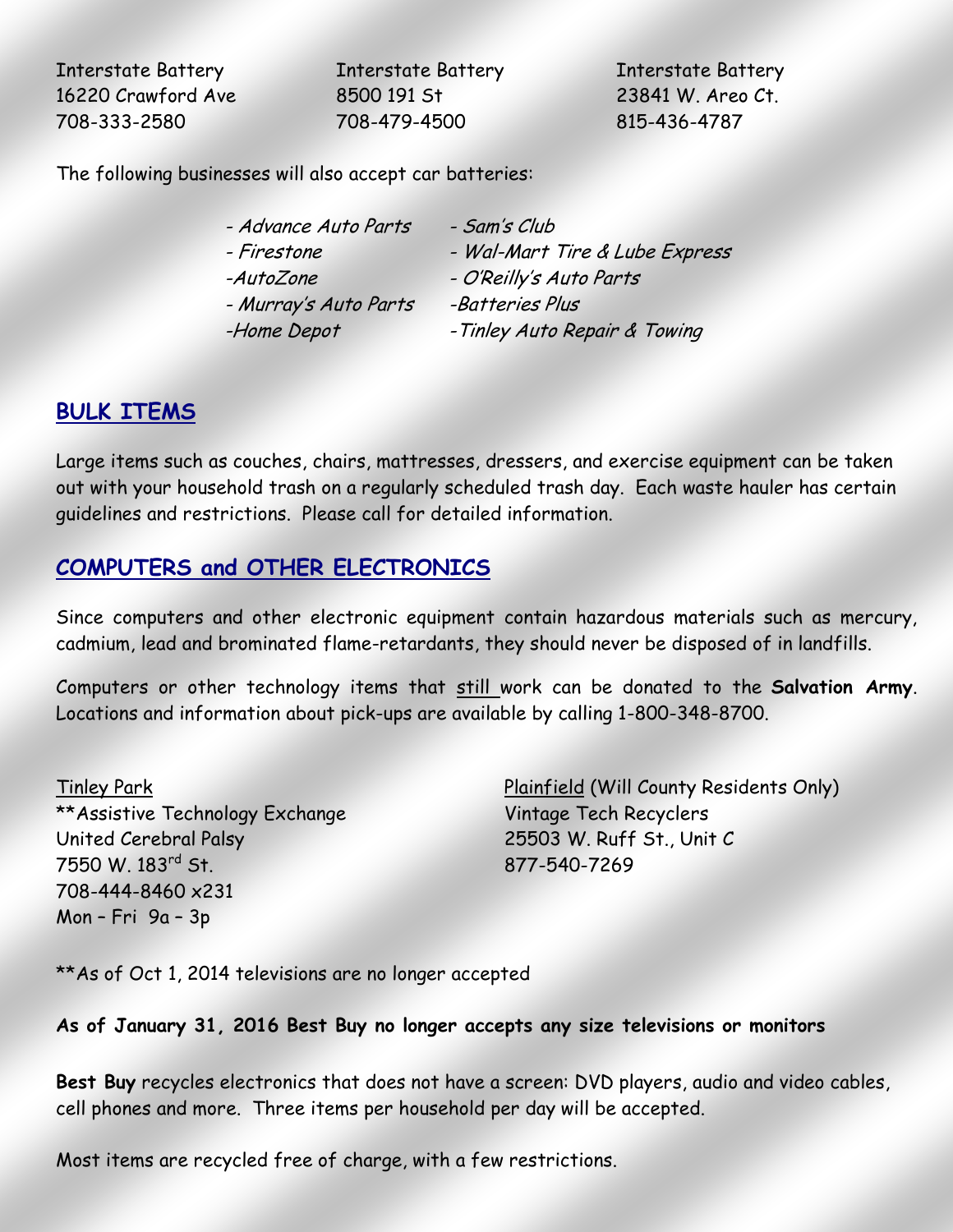Interstate Battery
16220 Crawford Ave
708-333-2580

Interstate Battery
8500 191 St
708-479-4500

Interstate Battery
23841 W. Areo Ct.
815-436-4787

The following businesses will also accept car batteries:

- *Advance Auto Parts*
- *Firestone*
- *AutoZone*
- *Murray's Auto Parts*
- *Home Depot*
- *Sam's Club*
- *Wal-Mart Tire & Lube Express*
- *O'Reilly's Auto Parts*
- *Batteries Plus*
- *Tinley Auto Repair & Towing*

## BULK ITEMS

Large items such as couches, chairs, mattresses, dressers, and exercise equipment can be taken out with your household trash on a regularly scheduled trash day. Each waste hauler has certain guidelines and restrictions. Please call for detailed information.

## COMPUTERS and OTHER ELECTRONICS

Since computers and other electronic equipment contain hazardous materials such as mercury, cadmium, lead and brominated flame-retardants, they should never be disposed of in landfills.

Computers or other technology items that still work can be donated to the **Salvation Army**. Locations and information about pick-ups are available by calling 1-800-348-8700.

Tinley Park
**Assistive Technology Exchange
United Cerebral Palsy
7550 W. 183rd St.
708-444-8460 x231
Mon – Fri 9a – 3p

Plainfield (Will County Residents Only)
Vintage Tech Recyclers
25503 W. Ruff St., Unit C
877-540-7269

**As of Oct 1, 2014 televisions are no longer accepted

**As of January 31, 2016 Best Buy no longer accepts any size televisions or monitors**

**Best Buy** recycles electronics that does not have a screen: DVD players, audio and video cables, cell phones and more. Three items per household per day will be accepted.

Most items are recycled free of charge, with a few restrictions.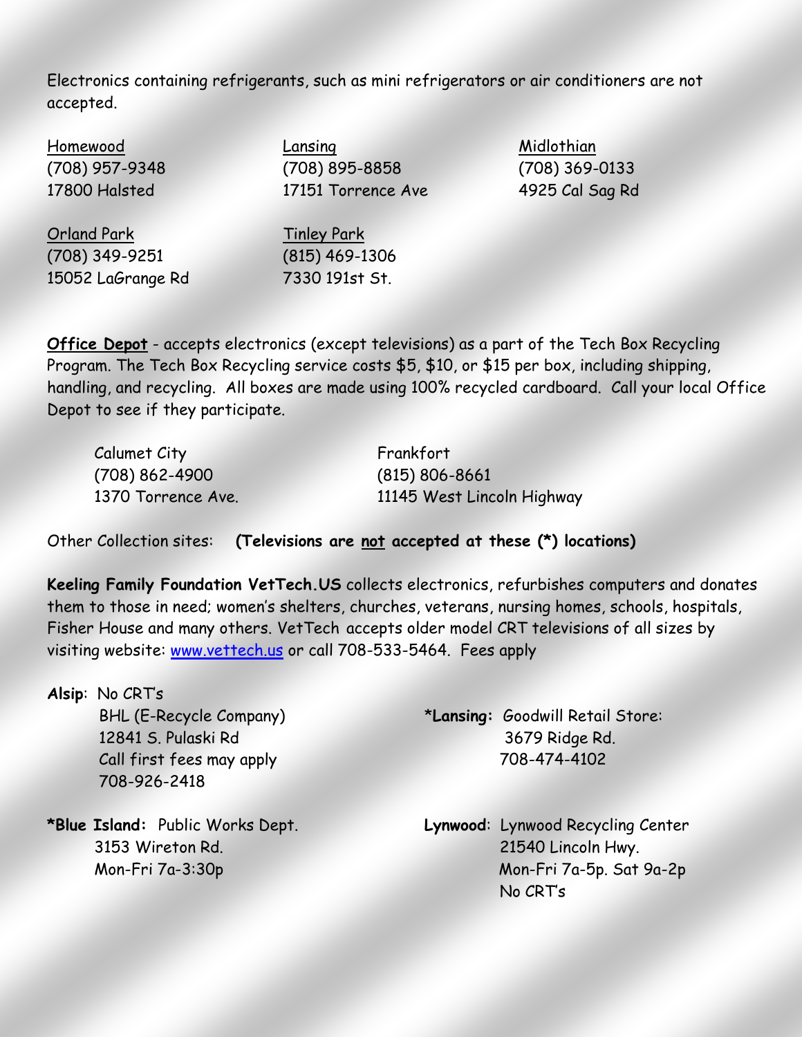Electronics containing refrigerants, such as mini refrigerators or air conditioners are not accepted.

Homewood
(708) 957-9348
17800 Halsted

Lansing
(708) 895-8858
17151 Torrence Ave

Midlothian
(708) 369-0133
4925 Cal Sag Rd

Orland Park
(708) 349-9251
15052 LaGrange Rd

Tinley Park
(815) 469-1306
7330 191st St.

**Office Depot** - accepts electronics (except televisions) as a part of the Tech Box Recycling Program. The Tech Box Recycling service costs $5, $10, or $15 per box, including shipping, handling, and recycling. All boxes are made using 100% recycled cardboard. Call your local Office Depot to see if they participate.

Calumet City
(708) 862-4900
1370 Torrence Ave.

Frankfort
(815) 806-8661
11145 West Lincoln Highway

Other Collection sites: **(Televisions are not accepted at these (*) locations)**

**Keeling Family Foundation VetTech.US** collects electronics, refurbishes computers and donates them to those in need; women's shelters, churches, veterans, nursing homes, schools, hospitals, Fisher House and many others. VetTech accepts older model CRT televisions of all sizes by visiting website: [www.vettech.us](http://www.vettech.us) or call 708-533-5464. Fees apply

**Alsip**: No CRT's
BHL (E-Recycle Company)
12841 S. Pulaski Rd
Call first fees may apply
708-926-2418

***Lansing:** Goodwill Retail Store:
3679 Ridge Rd.
708-474-4102

***Blue Island:** Public Works Dept.
3153 Wireton Rd.
Mon-Fri 7a-3:30p

**Lynwood**: Lynwood Recycling Center
21540 Lincoln Hwy.
Mon-Fri 7a-5p. Sat 9a-2p
No CRT's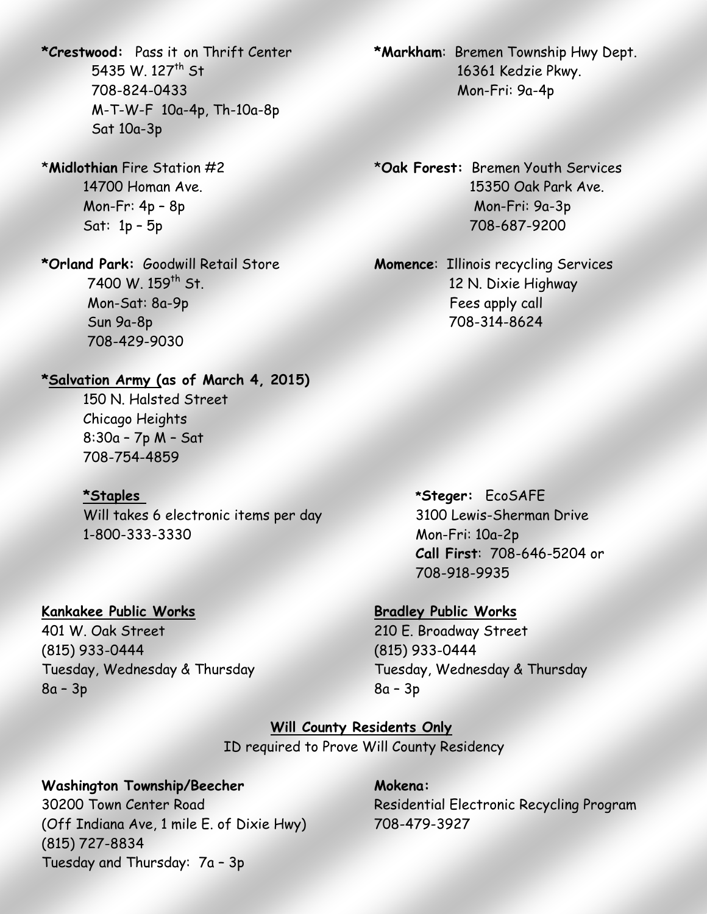**\*Crestwood:** Pass it on Thrift Center
5435 W. 127th St
708-824-0433
M-T-W-F 10a-4p, Th-10a-8p
Sat 10a-3p

\***Midlothian** Fire Station #2
14700 Homan Ave.
Mon-Fr: 4p – 8p
Sat: 1p – 5p

**\*Orland Park:** Goodwill Retail Store
7400 W. 159th St.
Mon-Sat: 8a-9p
Sun 9a-8p
708-429-9030

**\*Salvation Army (as of March 4, 2015)**
150 N. Halsted Street
Chicago Heights
8:30a – 7p M – Sat
708-754-4859

**\*Staples**
Will takes 6 electronic items per day
1-800-333-3330

**\*Markham**: Bremen Township Hwy Dept.
16361 Kedzie Pkwy.
Mon-Fri: 9a-4p

\***Oak Forest:** Bremen Youth Services
15350 Oak Park Ave.
Mon-Fri: 9a-3p
708-687-9200

**Momence**: Illinois recycling Services
12 N. Dixie Highway
Fees apply call
708-314-8624

**\*Steger:** EcoSAFE
3100 Lewis-Sherman Drive
Mon-Fri: 10a-2p
**Call First**: 708-646-5204 or
708-918-9935

**Kankakee Public Works**
401 W. Oak Street
(815) 933-0444
Tuesday, Wednesday & Thursday
8a – 3p

**Bradley Public Works**
210 E. Broadway Street
(815) 933-0444
Tuesday, Wednesday & Thursday
8a – 3p

**Will County Residents Only**
ID required to Prove Will County Residency

**Washington Township/Beecher**
30200 Town Center Road
(Off Indiana Ave, 1 mile E. of Dixie Hwy)
(815) 727-8834
Tuesday and Thursday: 7a – 3p

**Mokena:**
Residential Electronic Recycling Program
708-479-3927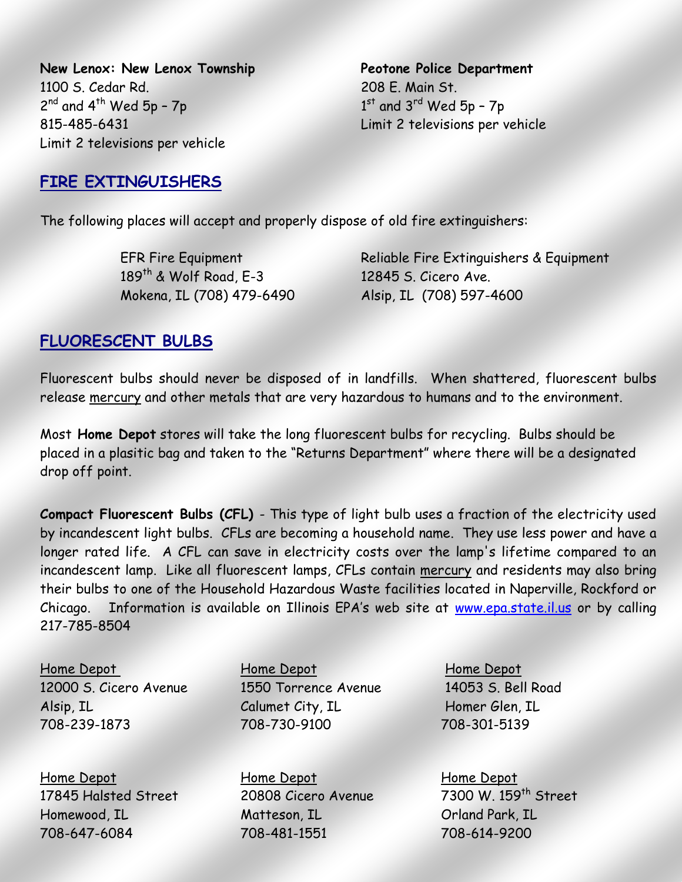**New Lenox: New Lenox Township**
1100 S. Cedar Rd.
2nd and 4th Wed 5p – 7p
815-485-6431
Limit 2 televisions per vehicle

**Peotone Police Department**
208 E. Main St.
1st and 3rd Wed 5p – 7p
Limit 2 televisions per vehicle

## FIRE EXTINGUISHERS

The following places will accept and properly dispose of old fire extinguishers:

EFR Fire Equipment
189th & Wolf Road, E-3
Mokena, IL (708) 479-6490

Reliable Fire Extinguishers & Equipment
12845 S. Cicero Ave.
Alsip, IL (708) 597-4600

## FLUORESCENT BULBS

Fluorescent bulbs should never be disposed of in landfills. When shattered, fluorescent bulbs release mercury and other metals that are very hazardous to humans and to the environment.

Most **Home Depot** stores will take the long fluorescent bulbs for recycling. Bulbs should be placed in a plasitic bag and taken to the "Returns Department" where there will be a designated drop off point.

**Compact Fluorescent Bulbs (CFL)** - This type of light bulb uses a fraction of the electricity used by incandescent light bulbs. CFLs are becoming a household name. They use less power and have a longer rated life. A CFL can save in electricity costs over the lamp's lifetime compared to an incandescent lamp. Like all fluorescent lamps, CFLs contain mercury and residents may also bring their bulbs to one of the Household Hazardous Waste facilities located in Naperville, Rockford or Chicago. Information is available on Illinois EPA's web site at www.epa.state.il.us or by calling 217-785-8504

Home Depot
12000 S. Cicero Avenue
Alsip, IL
708-239-1873

Home Depot
1550 Torrence Avenue
Calumet City, IL
708-730-9100

Home Depot
14053 S. Bell Road
Homer Glen, IL
708-301-5139

Home Depot
17845 Halsted Street
Homewood, IL
708-647-6084

Home Depot
20808 Cicero Avenue
Matteson, IL
708-481-1551

Home Depot
7300 W. 159th Street
Orland Park, IL
708-614-9200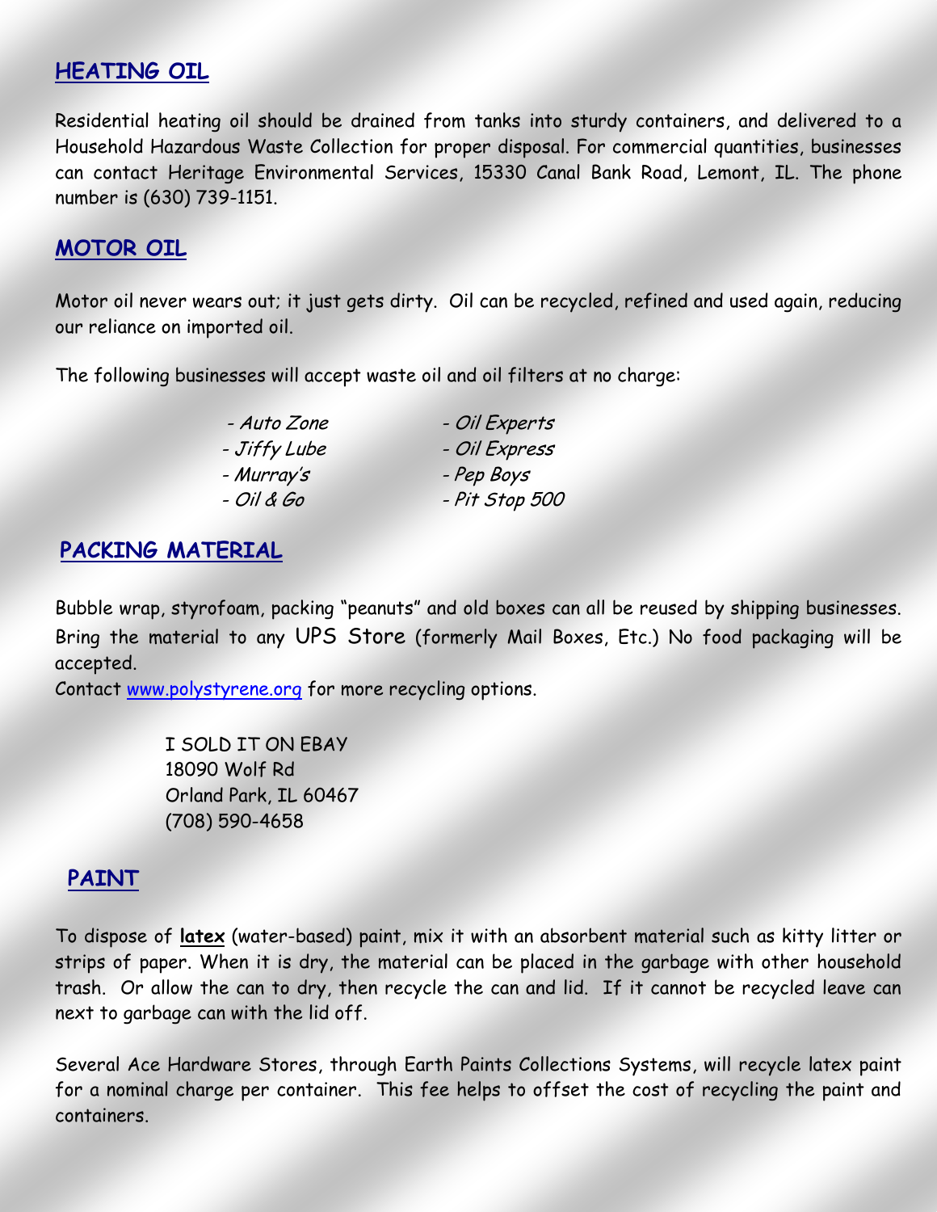## HEATING OIL

Residential heating oil should be drained from tanks into sturdy containers, and delivered to a Household Hazardous Waste Collection for proper disposal. For commercial quantities, businesses can contact Heritage Environmental Services, 15330 Canal Bank Road, Lemont, IL. The phone number is (630) 739-1151.

## MOTOR OIL

Motor oil never wears out; it just gets dirty. Oil can be recycled, refined and used again, reducing our reliance on imported oil.

The following businesses will accept waste oil and oil filters at no charge:

- *Auto Zone*
- *Jiffy Lube*
- *Murray's*
- *Oil & Go*
- *Oil Experts*
- *Oil Express*
- *Pep Boys*
- *Pit Stop 500*

## PACKING MATERIAL

Bubble wrap, styrofoam, packing "peanuts" and old boxes can all be reused by shipping businesses. Bring the material to any UPS Store (formerly Mail Boxes, Etc.) No food packaging will be accepted.
Contact [www.polystyrene.org](http://www.polystyrene.org) for more recycling options.

I SOLD IT ON EBAY
18090 Wolf Rd
Orland Park, IL 60467
(708) 590-4658

## PAINT

To dispose of **latex** (water-based) paint, mix it with an absorbent material such as kitty litter or strips of paper. When it is dry, the material can be placed in the garbage with other household trash. Or allow the can to dry, then recycle the can and lid. If it cannot be recycled leave can next to garbage can with the lid off.

Several Ace Hardware Stores, through Earth Paints Collections Systems, will recycle latex paint for a nominal charge per container. This fee helps to offset the cost of recycling the paint and containers.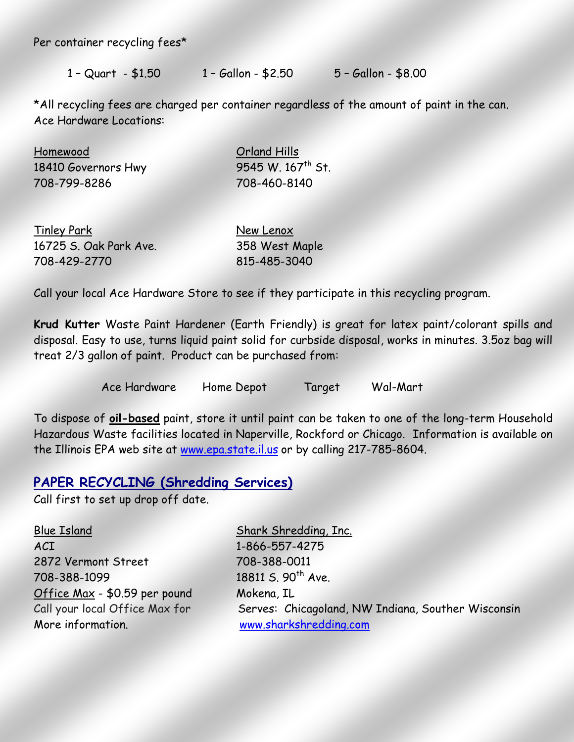Per container recycling fees*

1 – Quart - $1.50  1 – Gallon - $2.50  5 – Gallon - $8.00

*All recycling fees are charged per container regardless of the amount of paint in the can.
Ace Hardware Locations:

Homewood
18410 Governors Hwy
708-799-8286

Orland Hills
9545 W. 167th St.
708-460-8140

Tinley Park
16725 S. Oak Park Ave.
708-429-2770

New Lenox
358 West Maple
815-485-3040

Call your local Ace Hardware Store to see if they participate in this recycling program.

**Krud Kutter** Waste Paint Hardener (Earth Friendly) is great for latex paint/colorant spills and disposal. Easy to use, turns liquid paint solid for curbside disposal, works in minutes. 3.5oz bag will treat 2/3 gallon of paint. Product can be purchased from:

Ace Hardware  Home Depot  Target  Wal-Mart

To dispose of **oil-based** paint, store it until paint can be taken to one of the long-term Household Hazardous Waste facilities located in Naperville, Rockford or Chicago. Information is available on the Illinois EPA web site at www.epa.state.il.us or by calling 217-785-8604.

## PAPER RECYCLING (Shredding Services)

Call first to set up drop off date.

Blue Island
ACI
2872 Vermont Street
708-388-1099

Office Max - $0.59 per pound
Call your local Office Max for
More information.

Shark Shredding, Inc.
1-866-557-4275
708-388-0011
18811 S. 90th Ave.
Mokena, IL
Serves: Chicagoland, NW Indiana, Souther Wisconsin
www.sharkshredding.com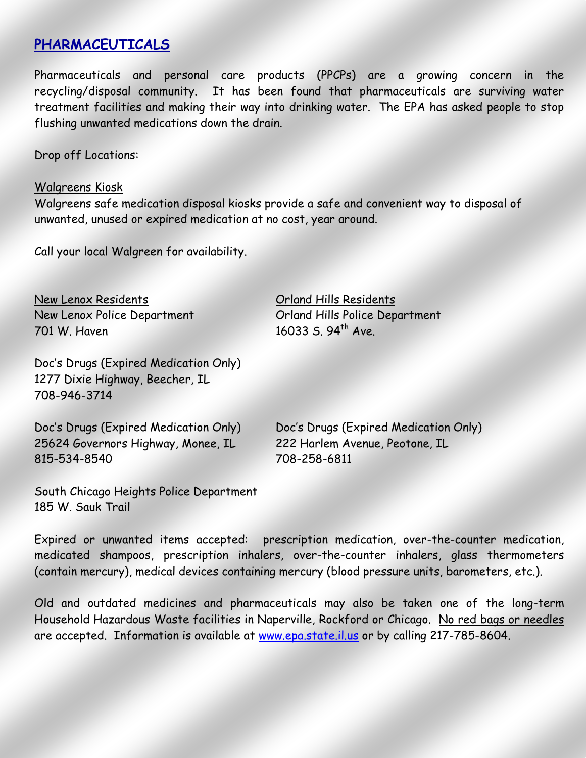## PHARMACEUTICALS

Pharmaceuticals and personal care products (PPCPs) are a growing concern in the recycling/disposal community. It has been found that pharmaceuticals are surviving water treatment facilities and making their way into drinking water. The EPA has asked people to stop flushing unwanted medications down the drain.

Drop off Locations:

Walgreens Kiosk
Walgreens safe medication disposal kiosks provide a safe and convenient way to disposal of unwanted, unused or expired medication at no cost, year around.

Call your local Walgreen for availability.

New Lenox Residents
New Lenox Police Department
701 W. Haven

Orland Hills Residents
Orland Hills Police Department
16033 S. 94th Ave.

Doc's Drugs (Expired Medication Only)
1277 Dixie Highway, Beecher, IL
708-946-3714

Doc's Drugs (Expired Medication Only)
25624 Governors Highway, Monee, IL
815-534-8540

Doc's Drugs (Expired Medication Only)
222 Harlem Avenue, Peotone, IL
708-258-6811

South Chicago Heights Police Department
185 W. Sauk Trail

Expired or unwanted items accepted: prescription medication, over-the-counter medication, medicated shampoos, prescription inhalers, over-the-counter inhalers, glass thermometers (contain mercury), medical devices containing mercury (blood pressure units, barometers, etc.).

Old and outdated medicines and pharmaceuticals may also be taken one of the long-term Household Hazardous Waste facilities in Naperville, Rockford or Chicago. No red bags or needles are accepted. Information is available at www.epa.state.il.us or by calling 217-785-8604.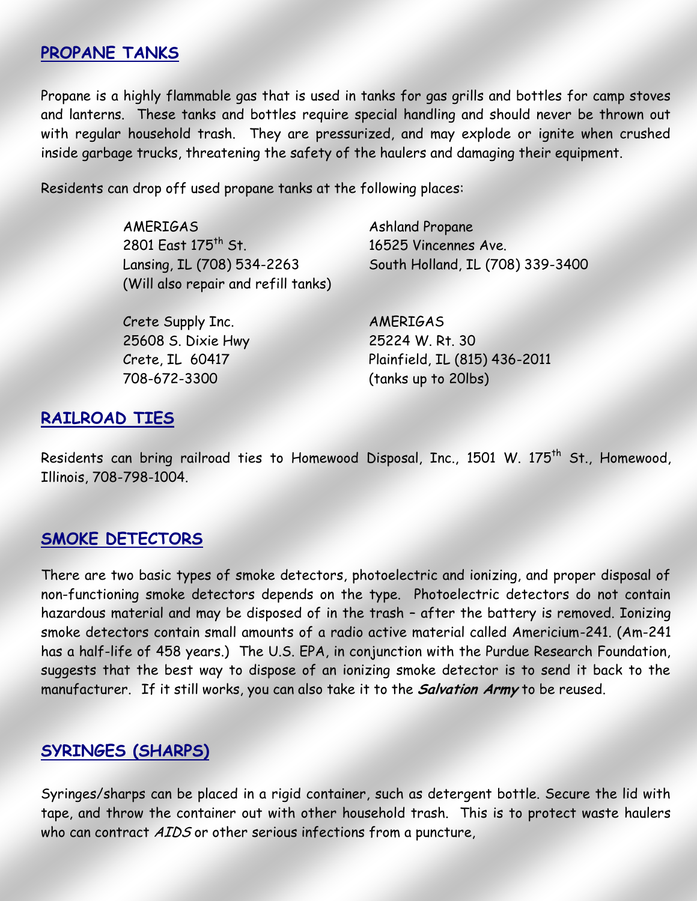## PROPANE TANKS

Propane is a highly flammable gas that is used in tanks for gas grills and bottles for camp stoves and lanterns. These tanks and bottles require special handling and should never be thrown out with regular household trash. They are pressurized, and may explode or ignite when crushed inside garbage trucks, threatening the safety of the haulers and damaging their equipment.

Residents can drop off used propane tanks at the following places:

AMERIGAS
2801 East 175th St.
Lansing, IL (708) 534-2263
(Will also repair and refill tanks)

Ashland Propane
16525 Vincennes Ave.
South Holland, IL (708) 339-3400

Crete Supply Inc.
25608 S. Dixie Hwy
Crete, IL 60417
708-672-3300

AMERIGAS
25224 W. Rt. 30
Plainfield, IL (815) 436-2011
(tanks up to 20lbs)

## RAILROAD TIES

Residents can bring railroad ties to Homewood Disposal, Inc., 1501 W. 175th St., Homewood, Illinois, 708-798-1004.

## SMOKE DETECTORS

There are two basic types of smoke detectors, photoelectric and ionizing, and proper disposal of non-functioning smoke detectors depends on the type. Photoelectric detectors do not contain hazardous material and may be disposed of in the trash – after the battery is removed. Ionizing smoke detectors contain small amounts of a radio active material called Americium-241. (Am-241 has a half-life of 458 years.) The U.S. EPA, in conjunction with the Purdue Research Foundation, suggests that the best way to dispose of an ionizing smoke detector is to send it back to the manufacturer. If it still works, you can also take it to the ***Salvation Army*** to be reused.

## SYRINGES (SHARPS)

Syringes/sharps can be placed in a rigid container, such as detergent bottle. Secure the lid with tape, and throw the container out with other household trash. This is to protect waste haulers who can contract *AIDS* or other serious infections from a puncture,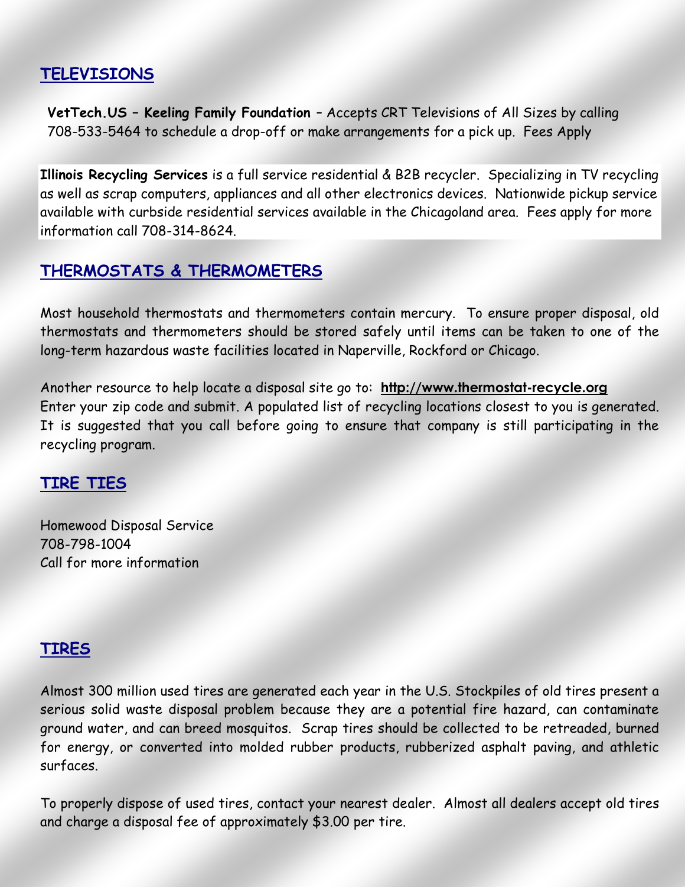## TELEVISIONS

**VetTech.US – Keeling Family Foundation** – Accepts CRT Televisions of All Sizes by calling 708-533-5464 to schedule a drop-off or make arrangements for a pick up. Fees Apply

**Illinois Recycling Services** is a full service residential & B2B recycler. Specializing in TV recycling as well as scrap computers, appliances and all other electronics devices. Nationwide pickup service available with curbside residential services available in the Chicagoland area. Fees apply for more information call 708-314-8624.

## THERMOSTATS & THERMOMETERS

Most household thermostats and thermometers contain mercury. To ensure proper disposal, old thermostats and thermometers should be stored safely until items can be taken to one of the long-term hazardous waste facilities located in Naperville, Rockford or Chicago.

Another resource to help locate a disposal site go to: **http://www.thermostat-recycle.org**
Enter your zip code and submit. A populated list of recycling locations closest to you is generated. It is suggested that you call before going to ensure that company is still participating in the recycling program.

## TIRE TIES

Homewood Disposal Service
708-798-1004
Call for more information

## TIRES

Almost 300 million used tires are generated each year in the U.S. Stockpiles of old tires present a serious solid waste disposal problem because they are a potential fire hazard, can contaminate ground water, and can breed mosquitos. Scrap tires should be collected to be retreaded, burned for energy, or converted into molded rubber products, rubberized asphalt paving, and athletic surfaces.

To properly dispose of used tires, contact your nearest dealer. Almost all dealers accept old tires and charge a disposal fee of approximately $3.00 per tire.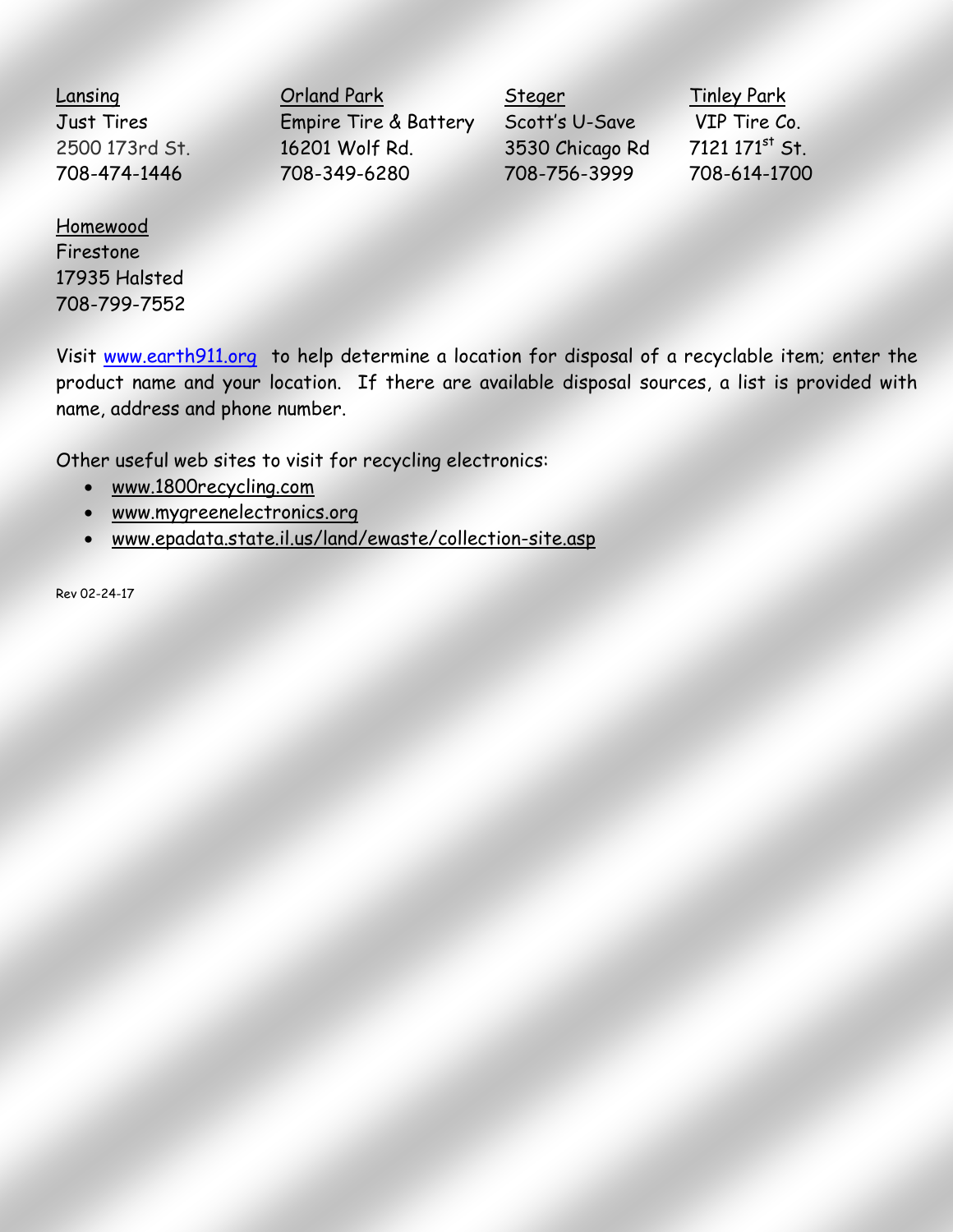| | | | |
|---|---|---|---|
| Lansing | Orland Park | Steger | Tinley Park |
| Just Tires | Empire Tire & Battery | Scott's U-Save | VIP Tire Co. |
| 2500 173rd St. | 16201 Wolf Rd. | 3530 Chicago Rd | 7121 171st St. |
| 708-474-1446 | 708-349-6280 | 708-756-3999 | 708-614-1700 |

Homewood
Firestone
17935 Halsted
708-799-7552

Visit www.earth911.org to help determine a location for disposal of a recyclable item; enter the product name and your location. If there are available disposal sources, a list is provided with name, address and phone number.

Other useful web sites to visit for recycling electronics:

- www.1800recycling.com
- www.mygreenelectronics.org
- www.epadata.state.il.us/land/ewaste/collection-site.asp

Rev 02-24-17